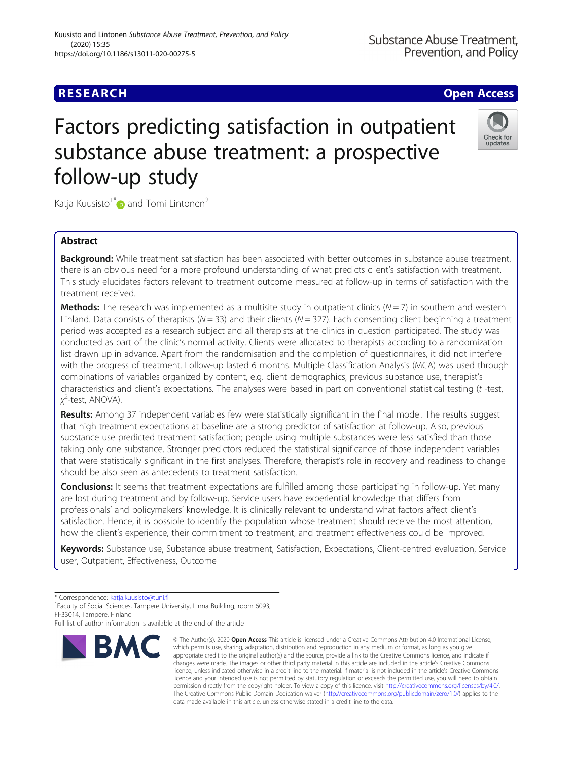RESEARCH

Open Access

# Factors predicting satisfaction in outpatient substance abuse treatment: a prospective follow-up study

Katja Kuusisto[1*] and Tomi Lintonen[2]

## Abstract

**Background:** While treatment satisfaction has been associated with better outcomes in substance abuse treatment, there is an obvious need for a more profound understanding of what predicts client's satisfaction with treatment. This study elucidates factors relevant to treatment outcome measured at follow-up in terms of satisfaction with the treatment received.

**Methods:** The research was implemented as a multisite study in outpatient clinics ($N = 7$) in southern and western Finland. Data consists of therapists ($N = 33$) and their clients ($N = 327$). Each consenting client beginning a treatment period was accepted as a research subject and all therapists at the clinics in question participated. The study was conducted as part of the clinic's normal activity. Clients were allocated to therapists according to a randomization list drawn up in advance. Apart from the randomisation and the completion of questionnaires, it did not interfere with the progress of treatment. Follow-up lasted 6 months. Multiple Classification Analysis (MCA) was used through combinations of variables organized by content, e.g. client demographics, previous substance use, therapist's characteristics and client's expectations. The analyses were based in part on conventional statistical testing ($t$ -test, $\chi^2$-test, ANOVA).

**Results:** Among 37 independent variables few were statistically significant in the final model. The results suggest that high treatment expectations at baseline are a strong predictor of satisfaction at follow-up. Also, previous substance use predicted treatment satisfaction; people using multiple substances were less satisfied than those taking only one substance. Stronger predictors reduced the statistical significance of those independent variables that were statistically significant in the first analyses. Therefore, therapist's role in recovery and readiness to change should be also seen as antecedents to treatment satisfaction.

**Conclusions:** It seems that treatment expectations are fulfilled among those participating in follow-up. Yet many are lost during treatment and by follow-up. Service users have experiential knowledge that differs from professionals' and policymakers' knowledge. It is clinically relevant to understand what factors affect client's satisfaction. Hence, it is possible to identify the population whose treatment should receive the most attention, how the client's experience, their commitment to treatment, and treatment effectiveness could be improved.

**Keywords:** Substance use, Substance abuse treatment, Satisfaction, Expectations, Client-centred evaluation, Service user, Outpatient, Effectiveness, Outcome

\* Correspondence: katja.kuusisto@tuni.fi

[1]Faculty of Social Sciences, Tampere University, Linna Building, room 6093, FI-33014, Tampere, Finland

Full list of author information is available at the end of the article

© The Author(s). 2020 **Open Access** This article is licensed under a Creative Commons Attribution 4.0 International License, which permits use, sharing, adaptation, distribution and reproduction in any medium or format, as long as you give appropriate credit to the original author(s) and the source, provide a link to the Creative Commons licence, and indicate if changes were made. The images or other third party material in this article are included in the article's Creative Commons licence, unless indicated otherwise in a credit line to the material. If material is not included in the article's Creative Commons licence and your intended use is not permitted by statutory regulation or exceeds the permitted use, you will need to obtain permission directly from the copyright holder. To view a copy of this licence, visit http://creativecommons.org/licenses/by/4.0/. The Creative Commons Public Domain Dedication waiver (http://creativecommons.org/publicdomain/zero/1.0/) applies to the data made available in this article, unless otherwise stated in a credit line to the data.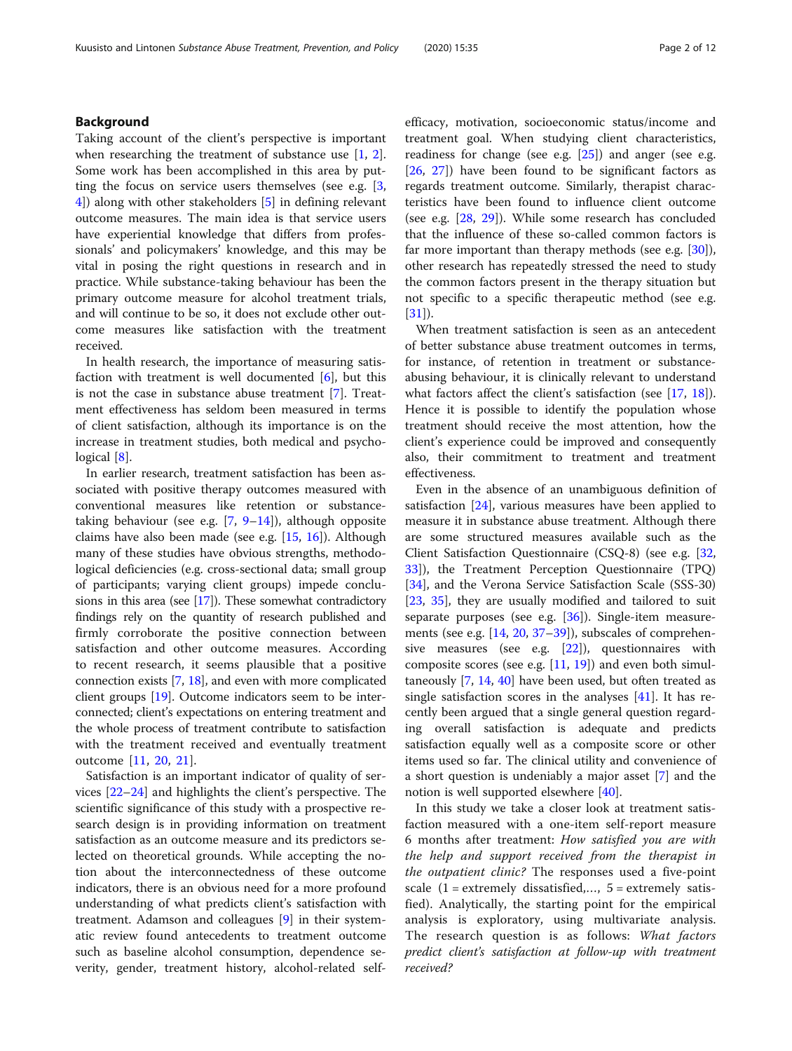## Background

Taking account of the client's perspective is important when researching the treatment of substance use [1, 2]. Some work has been accomplished in this area by putting the focus on service users themselves (see e.g. [3, 4]) along with other stakeholders [5] in defining relevant outcome measures. The main idea is that service users have experiential knowledge that differs from professionals' and policymakers' knowledge, and this may be vital in posing the right questions in research and in practice. While substance-taking behaviour has been the primary outcome measure for alcohol treatment trials, and will continue to be so, it does not exclude other outcome measures like satisfaction with the treatment received.

In health research, the importance of measuring satisfaction with treatment is well documented [6], but this is not the case in substance abuse treatment [7]. Treatment effectiveness has seldom been measured in terms of client satisfaction, although its importance is on the increase in treatment studies, both medical and psychological [8].

In earlier research, treatment satisfaction has been associated with positive therapy outcomes measured with conventional measures like retention or substance-taking behaviour (see e.g. [7, 9–14]), although opposite claims have also been made (see e.g. [15, 16]). Although many of these studies have obvious strengths, methodological deficiencies (e.g. cross-sectional data; small group of participants; varying client groups) impede conclusions in this area (see [17]). These somewhat contradictory findings rely on the quantity of research published and firmly corroborate the positive connection between satisfaction and other outcome measures. According to recent research, it seems plausible that a positive connection exists [7, 18], and even with more complicated client groups [19]. Outcome indicators seem to be interconnected; client's expectations on entering treatment and the whole process of treatment contribute to satisfaction with the treatment received and eventually treatment outcome [11, 20, 21].

Satisfaction is an important indicator of quality of services [22–24] and highlights the client's perspective. The scientific significance of this study with a prospective research design is in providing information on treatment satisfaction as an outcome measure and its predictors selected on theoretical grounds. While accepting the notion about the interconnectedness of these outcome indicators, there is an obvious need for a more profound understanding of what predicts client's satisfaction with treatment. Adamson and colleagues [9] in their systematic review found antecedents to treatment outcome such as baseline alcohol consumption, dependence severity, gender, treatment history, alcohol-related self-efficacy, motivation, socioeconomic status/income and treatment goal. When studying client characteristics, readiness for change (see e.g. [25]) and anger (see e.g. [26, 27]) have been found to be significant factors as regards treatment outcome. Similarly, therapist characteristics have been found to influence client outcome (see e.g. [28, 29]). While some research has concluded that the influence of these so-called common factors is far more important than therapy methods (see e.g. [30]), other research has repeatedly stressed the need to study the common factors present in the therapy situation but not specific to a specific therapeutic method (see e.g. [31]).

When treatment satisfaction is seen as an antecedent of better substance abuse treatment outcomes in terms, for instance, of retention in treatment or substance-abusing behaviour, it is clinically relevant to understand what factors affect the client's satisfaction (see [17, 18]). Hence it is possible to identify the population whose treatment should receive the most attention, how the client's experience could be improved and consequently also, their commitment to treatment and treatment effectiveness.

Even in the absence of an unambiguous definition of satisfaction [24], various measures have been applied to measure it in substance abuse treatment. Although there are some structured measures available such as the Client Satisfaction Questionnaire (CSQ-8) (see e.g. [32, 33]), the Treatment Perception Questionnaire (TPQ) [34], and the Verona Service Satisfaction Scale (SSS-30) [23, 35], they are usually modified and tailored to suit separate purposes (see e.g. [36]). Single-item measurements (see e.g. [14, 20, 37–39]), subscales of comprehensive measures (see e.g. [22]), questionnaires with composite scores (see e.g. [11, 19]) and even both simultaneously [7, 14, 40] have been used, but often treated as single satisfaction scores in the analyses [41]. It has recently been argued that a single general question regarding overall satisfaction is adequate and predicts satisfaction equally well as a composite score or other items used so far. The clinical utility and convenience of a short question is undeniably a major asset [7] and the notion is well supported elsewhere [40].

In this study we take a closer look at treatment satisfaction measured with a one-item self-report measure 6 months after treatment: *How satisfied you are with the help and support received from the therapist in the outpatient clinic?* The responses used a five-point scale (1 = extremely dissatisfied,…, 5 = extremely satisfied). Analytically, the starting point for the empirical analysis is exploratory, using multivariate analysis. The research question is as follows: *What factors predict client's satisfaction at follow-up with treatment received?*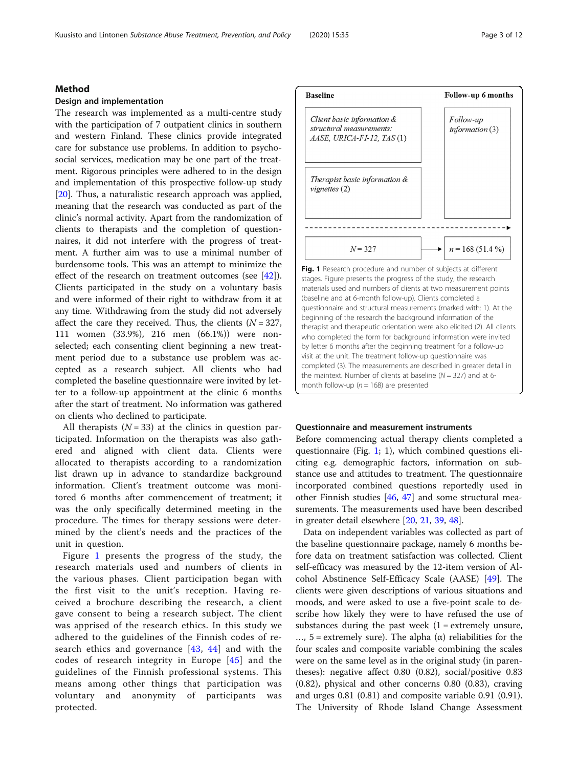## Method

### Design and implementation

The research was implemented as a multi-centre study with the participation of 7 outpatient clinics in southern and western Finland. These clinics provide integrated care for substance use problems. In addition to psychosocial services, medication may be one part of the treatment. Rigorous principles were adhered to in the design and implementation of this prospective follow-up study [20]. Thus, a naturalistic research approach was applied, meaning that the research was conducted as part of the clinic's normal activity. Apart from the randomization of clients to therapists and the completion of questionnaires, it did not interfere with the progress of treatment. A further aim was to use a minimal number of burdensome tools. This was an attempt to minimize the effect of the research on treatment outcomes (see [42]). Clients participated in the study on a voluntary basis and were informed of their right to withdraw from it at any time. Withdrawing from the study did not adversely affect the care they received. Thus, the clients ($N = 327$, 111 women (33.9%), 216 men (66.1%)) were non-selected; each consenting client beginning a new treatment period due to a substance use problem was accepted as a research subject. All clients who had completed the baseline questionnaire were invited by letter to a follow-up appointment at the clinic 6 months after the start of treatment. No information was gathered on clients who declined to participate.

All therapists ($N = 33$) at the clinics in question participated. Information on the therapists was also gathered and aligned with client data. Clients were allocated to therapists according to a randomization list drawn up in advance to standardize background information. Client's treatment outcome was monitored 6 months after commencement of treatment; it was the only specifically determined meeting in the procedure. The times for therapy sessions were determined by the client's needs and the practices of the unit in question.

Figure 1 presents the progress of the study, the research materials used and numbers of clients in the various phases. Client participation began with the first visit to the unit's reception. Having received a brochure describing the research, a client gave consent to being a research subject. The client was apprised of the research ethics. In this study we adhered to the guidelines of the Finnish codes of research ethics and governance [43, 44] and with the codes of research integrity in Europe [45] and the guidelines of the Finnish professional systems. This means among other things that participation was voluntary and anonymity of participants was protected.

| Baseline | Follow-up 6 months |
|---|---|
| *Client basic information & structural measurements: AASE, URICA-FI-12, TAS* (1) | *Follow-up information* (3) |
| *Therapist basic information & vignettes* (2) | |
| $N = 327$ | $n = 168$ (51.4 %) |

**Fig. 1** Research procedure and number of subjects at different stages. Figure presents the progress of the study, the research materials used and numbers of clients at two measurement points (baseline and at 6-month follow-up). Clients completed a questionnaire and structural measurements (marked with: 1). At the beginning of the research the background information of the therapist and therapeutic orientation were also elicited (2). All clients who completed the form for background information were invited by letter 6 months after the beginning treatment for a follow-up visit at the unit. The treatment follow-up questionnaire was completed (3). The measurements are described in greater detail in the maintext. Number of clients at baseline ($N = 327$) and at 6-month follow-up ($n = 168$) are presented

### Questionnaire and measurement instruments

Before commencing actual therapy clients completed a questionnaire (Fig. 1; 1), which combined questions eliciting e.g. demographic factors, information on substance use and attitudes to treatment. The questionnaire incorporated combined questions reportedly used in other Finnish studies [46, 47] and some structural measurements. The measurements used have been described in greater detail elsewhere [20, 21, 39, 48].

Data on independent variables was collected as part of the baseline questionnaire package, namely 6 months before data on treatment satisfaction was collected. Client self-efficacy was measured by the 12-item version of Alcohol Abstinence Self-Efficacy Scale (AASE) [49]. The clients were given descriptions of various situations and moods, and were asked to use a five-point scale to describe how likely they were to have refused the use of substances during the past week (1 = extremely unsure, …, 5 = extremely sure). The alpha (α) reliabilities for the four scales and composite variable combining the scales were on the same level as in the original study (in parentheses): negative affect 0.80 (0.82), social/positive 0.83 (0.82), physical and other concerns 0.80 (0.83), craving and urges 0.81 (0.81) and composite variable 0.91 (0.91). The University of Rhode Island Change Assessment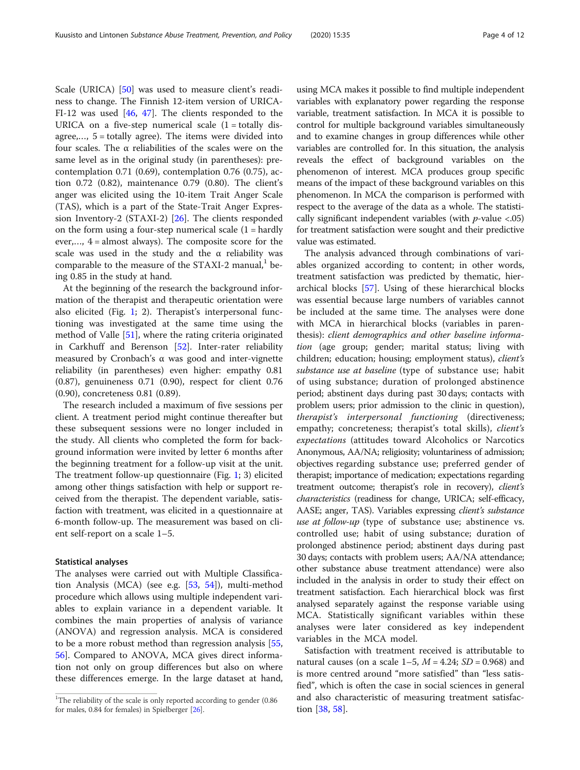Scale (URICA) [50] was used to measure client's readiness to change. The Finnish 12-item version of URICA-FI-12 was used [46, 47]. The clients responded to the URICA on a five-step numerical scale (1 = totally disagree,..., 5 = totally agree). The items were divided into four scales. The α reliabilities of the scales were on the same level as in the original study (in parentheses): precontemplation 0.71 (0.69), contemplation 0.76 (0.75), action 0.72 (0.82), maintenance 0.79 (0.80). The client's anger was elicited using the 10-item Trait Anger Scale (TAS), which is a part of the State-Trait Anger Expression Inventory-2 (STAXI-2) [26]. The clients responded on the form using a four-step numerical scale (1 = hardly ever,..., 4 = almost always). The composite score for the scale was used in the study and the α reliability was comparable to the measure of the STAXI-2 manual,[1] being 0.85 in the study at hand.

At the beginning of the research the background information of the therapist and therapeutic orientation were also elicited (Fig. 1; 2). Therapist's interpersonal functioning was investigated at the same time using the method of Valle [51], where the rating criteria originated in Carkhuff and Berenson [52]. Inter-rater reliability measured by Cronbach's α was good and inter-vignette reliability (in parentheses) even higher: empathy 0.81 (0.87), genuineness 0.71 (0.90), respect for client 0.76 (0.90), concreteness 0.81 (0.89).

The research included a maximum of five sessions per client. A treatment period might continue thereafter but these subsequent sessions were no longer included in the study. All clients who completed the form for background information were invited by letter 6 months after the beginning treatment for a follow-up visit at the unit. The treatment follow-up questionnaire (Fig. 1; 3) elicited among other things satisfaction with help or support received from the therapist. The dependent variable, satisfaction with treatment, was elicited in a questionnaire at 6-month follow-up. The measurement was based on client self-report on a scale 1–5.

### Statistical analyses

The analyses were carried out with Multiple Classification Analysis (MCA) (see e.g. [53, 54]), multi-method procedure which allows using multiple independent variables to explain variance in a dependent variable. It combines the main properties of analysis of variance (ANOVA) and regression analysis. MCA is considered to be a more robust method than regression analysis [55, 56]. Compared to ANOVA, MCA gives direct information not only on group differences but also on where these differences emerge. In the large dataset at hand, using MCA makes it possible to find multiple independent variables with explanatory power regarding the response variable, treatment satisfaction. In MCA it is possible to control for multiple background variables simultaneously and to examine changes in group differences while other variables are controlled for. In this situation, the analysis reveals the effect of background variables on the phenomenon of interest. MCA produces group specific means of the impact of these background variables on this phenomenon. In MCA the comparison is performed with respect to the average of the data as a whole. The statistically significant independent variables (with *p*-value $<.05$) for treatment satisfaction were sought and their predictive value was estimated.

The analysis advanced through combinations of variables organized according to content; in other words, treatment satisfaction was predicted by thematic, hierarchical blocks [57]. Using of these hierarchical blocks was essential because large numbers of variables cannot be included at the same time. The analyses were done with MCA in hierarchical blocks (variables in parenthesis): *client demographics and other baseline information* (age group; gender; marital status; living with children; education; housing; employment status), *client's substance use at baseline* (type of substance use; habit of using substance; duration of prolonged abstinence period; abstinent days during past 30 days; contacts with problem users; prior admission to the clinic in question), *therapist's interpersonal functioning* (directiveness; empathy; concreteness; therapist's total skills), *client's expectations* (attitudes toward Alcoholics or Narcotics Anonymous, AA/NA; religiosity; voluntariness of admission; objectives regarding substance use; preferred gender of therapist; importance of medication; expectations regarding treatment outcome; therapist's role in recovery), *client's characteristics* (readiness for change, URICA; self-efficacy, AASE; anger, TAS). Variables expressing *client's substance use at follow-up* (type of substance use; abstinence vs. controlled use; habit of using substance; duration of prolonged abstinence period; abstinent days during past 30 days; contacts with problem users; AA/NA attendance; other substance abuse treatment attendance) were also included in the analysis in order to study their effect on treatment satisfaction. Each hierarchical block was first analysed separately against the response variable using MCA. Statistically significant variables within these analyses were later considered as key independent variables in the MCA model.

Satisfaction with treatment received is attributable to natural causes (on a scale 1–5, $M = 4.24$; $SD = 0.968$) and is more centred around "more satisfied" than "less satisfied", which is often the case in social sciences in general and also characteristic of measuring treatment satisfaction [38, 58].

---

[1] The reliability of the scale is only reported according to gender (0.86 for males, 0.84 for females) in Spielberger [26].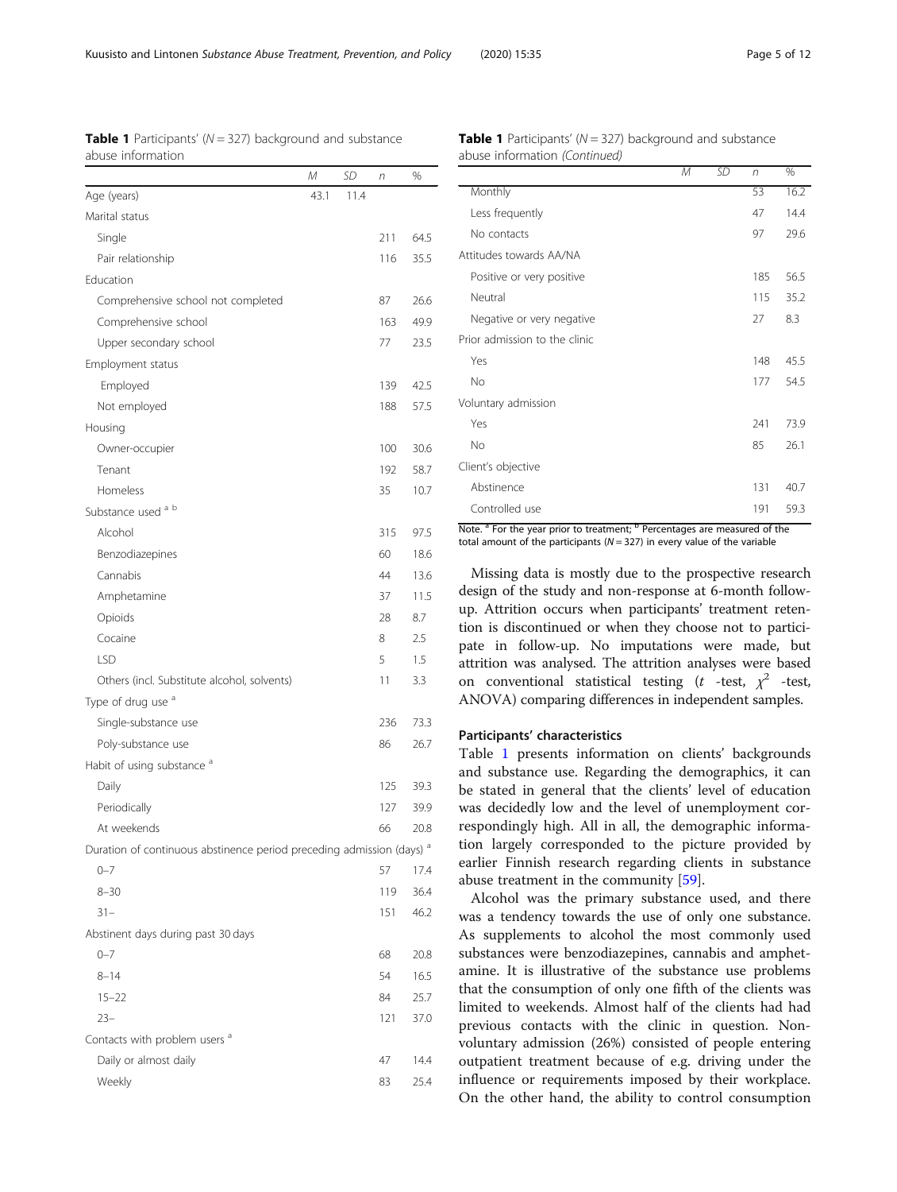**Table 1** Participants' ($N = 327$) background and substance abuse information

| | *M* | *SD* | *n* | % |
|---|---|---|---|---|
| Age (years) | 43.1 | 11.4 | | |
| Marital status | | | | |
| Single | | | 211 | 64.5 |
| Pair relationship | | | 116 | 35.5 |
| Education | | | | |
| Comprehensive school not completed | | | 87 | 26.6 |
| Comprehensive school | | | 163 | 49.9 |
| Upper secondary school | | | 77 | 23.5 |
| Employment status | | | | |
| Employed | | | 139 | 42.5 |
| Not employed | | | 188 | 57.5 |
| Housing | | | | |
| Owner-occupier | | | 100 | 30.6 |
| Tenant | | | 192 | 58.7 |
| Homeless | | | 35 | 10.7 |
| Substance used [a] [b] | | | | |
| Alcohol | | | 315 | 97.5 |
| Benzodiazepines | | | 60 | 18.6 |
| Cannabis | | | 44 | 13.6 |
| Amphetamine | | | 37 | 11.5 |
| Opioids | | | 28 | 8.7 |
| Cocaine | | | 8 | 2.5 |
| LSD | | | 5 | 1.5 |
| Others (incl. Substitute alcohol, solvents) | | | 11 | 3.3 |
| Type of drug use [a] | | | | |
| Single-substance use | | | 236 | 73.3 |
| Poly-substance use | | | 86 | 26.7 |
| Habit of using substance [a] | | | | |
| Daily | | | 125 | 39.3 |
| Periodically | | | 127 | 39.9 |
| At weekends | | | 66 | 20.8 |
| Duration of continuous abstinence period preceding admission (days) [a] | | | | |
| 0–7 | | | 57 | 17.4 |
| 8–30 | | | 119 | 36.4 |
| 31– | | | 151 | 46.2 |
| Abstinent days during past 30 days | | | | |
| 0–7 | | | 68 | 20.8 |
| 8–14 | | | 54 | 16.5 |
| 15–22 | | | 84 | 25.7 |
| 23– | | | 121 | 37.0 |
| Contacts with problem users [a] | | | | |
| Daily or almost daily | | | 47 | 14.4 |
| Weekly | | | 83 | 25.4 |
| Monthly | | | 53 | 16.2 |
| Less frequently | | | 47 | 14.4 |
| No contacts | | | 97 | 29.6 |
| Attitudes towards AA/NA | | | | |
| Positive or very positive | | | 185 | 56.5 |
| Neutral | | | 115 | 35.2 |
| Negative or very negative | | | 27 | 8.3 |
| Prior admission to the clinic | | | | |
| Yes | | | 148 | 45.5 |
| No | | | 177 | 54.5 |
| Voluntary admission | | | | |
| Yes | | | 241 | 73.9 |
| No | | | 85 | 26.1 |
| Client's objective | | | | |
| Abstinence | | | 131 | 40.7 |
| Controlled use | | | 191 | 59.3 |

Note. [a] For the year prior to treatment; [b] Percentages are measured of the total amount of the participants ($N = 327$) in every value of the variable

Missing data is mostly due to the prospective research design of the study and non-response at 6-month follow-up. Attrition occurs when participants' treatment retention is discontinued or when they choose not to participate in follow-up. No imputations were made, but attrition was analysed. The attrition analyses were based on conventional statistical testing ($t$ -test, $\chi^2$ -test, ANOVA) comparing differences in independent samples.

### Participants' characteristics

Table 1 presents information on clients' backgrounds and substance use. Regarding the demographics, it can be stated in general that the clients' level of education was decidedly low and the level of unemployment correspondingly high. All in all, the demographic information largely corresponded to the picture provided by earlier Finnish research regarding clients in substance abuse treatment in the community [59].

Alcohol was the primary substance used, and there was a tendency towards the use of only one substance. As supplements to alcohol the most commonly used substances were benzodiazepines, cannabis and amphetamine. It is illustrative of the substance use problems that the consumption of only one fifth of the clients was limited to weekends. Almost half of the clients had had previous contacts with the clinic in question. Non-voluntary admission (26%) consisted of people entering outpatient treatment because of e.g. driving under the influence or requirements imposed by their workplace. On the other hand, the ability to control consumption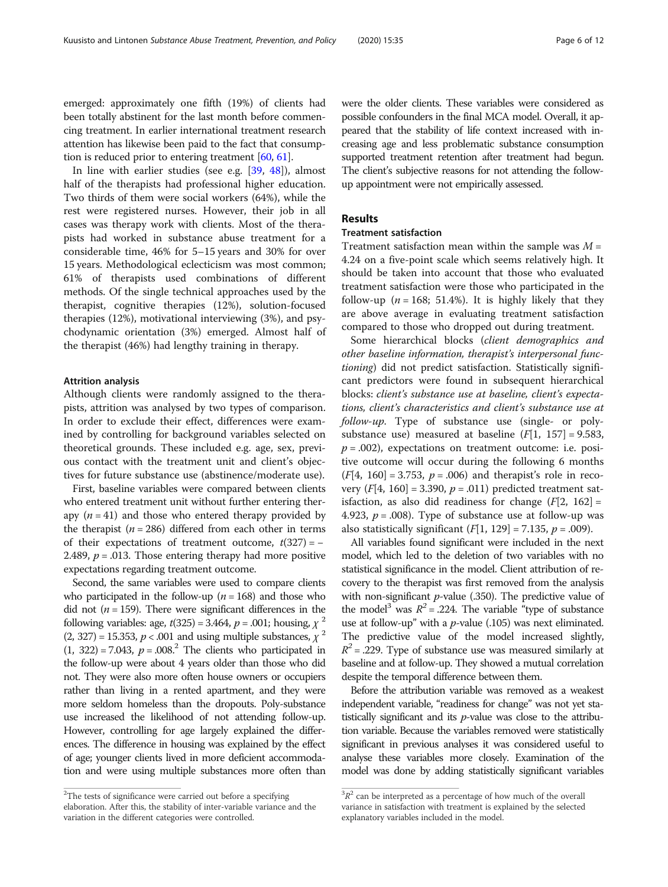emerged: approximately one fifth (19%) of clients had been totally abstinent for the last month before commencing treatment. In earlier international treatment research attention has likewise been paid to the fact that consumption is reduced prior to entering treatment [60, 61].

In line with earlier studies (see e.g. [39, 48]), almost half of the therapists had professional higher education. Two thirds of them were social workers (64%), while the rest were registered nurses. However, their job in all cases was therapy work with clients. Most of the therapists had worked in substance abuse treatment for a considerable time, 46% for 5–15 years and 30% for over 15 years. Methodological eclecticism was most common; 61% of therapists used combinations of different methods. Of the single technical approaches used by the therapist, cognitive therapies (12%), solution-focused therapies (12%), motivational interviewing (3%), and psychodynamic orientation (3%) emerged. Almost half of the therapist (46%) had lengthy training in therapy.

#### Attrition analysis

Although clients were randomly assigned to the therapists, attrition was analysed by two types of comparison. In order to exclude their effect, differences were examined by controlling for background variables selected on theoretical grounds. These included e.g. age, sex, previous contact with the treatment unit and client's objectives for future substance use (abstinence/moderate use).

First, baseline variables were compared between clients who entered treatment unit without further entering therapy ($n = 41$) and those who entered therapy provided by the therapist ($n = 286$) differed from each other in terms of their expectations of treatment outcome, $t(327) = -2.489$, $p = .013$. Those entering therapy had more positive expectations regarding treatment outcome.

Second, the same variables were used to compare clients who participated in the follow-up ($n = 168$) and those who did not ($n = 159$). There were significant differences in the following variables: age, $t(325) = 3.464$, $p = .001$; housing, $\chi^2 (2, 327) = 15.353$, $p < .001$ and using multiple substances, $\chi^2 (1, 322) = 7.043$, $p = .008$.[2] The clients who participated in the follow-up were about 4 years older than those who did not. They were also more often house owners or occupiers rather than living in a rented apartment, and they were more seldom homeless than the dropouts. Poly-substance use increased the likelihood of not attending follow-up. However, controlling for age largely explained the differences. The difference in housing was explained by the effect of age; younger clients lived in more deficient accommodation and were using multiple substances more often than were the older clients. These variables were considered as possible confounders in the final MCA model. Overall, it appeared that the stability of life context increased with increasing age and less problematic substance consumption supported treatment retention after treatment had begun. The client's subjective reasons for not attending the follow-up appointment were not empirically assessed.

## Results

### Treatment satisfaction

Treatment satisfaction mean within the sample was $M = 4.24$ on a five-point scale which seems relatively high. It should be taken into account that those who evaluated treatment satisfaction were those who participated in the follow-up ($n = 168$; 51.4%). It is highly likely that they are above average in evaluating treatment satisfaction compared to those who dropped out during treatment.

Some hierarchical blocks (*client demographics and other baseline information, therapist's interpersonal functioning*) did not predict satisfaction. Statistically significant predictors were found in subsequent hierarchical blocks: *client's substance use at baseline, client's expectations, client's characteristics and client's substance use at follow-up*. Type of substance use (single- or poly-substance use) measured at baseline ($F[1, 157] = 9.583$, $p = .002$), expectations on treatment outcome: i.e. positive outcome will occur during the following 6 months ($F[4, 160] = 3.753$, $p = .006$) and therapist's role in recovery ($F[4, 160] = 3.390$, $p = .011$) predicted treatment satisfaction, as also did readiness for change ($F[2, 162] = 4.923$, $p = .008$). Type of substance use at follow-up was also statistically significant ($F[1, 129] = 7.135$, $p = .009$).

All variables found significant were included in the next model, which led to the deletion of two variables with no statistical significance in the model. Client attribution of recovery to the therapist was first removed from the analysis with non-significant $p$-value (.350). The predictive value of the model[3] was $R^2 = .224$. The variable "type of substance use at follow-up" with a $p$-value (.105) was next eliminated. The predictive value of the model increased slightly, $R^2 = .229$. Type of substance use was measured similarly at baseline and at follow-up. They showed a mutual correlation despite the temporal difference between them.

Before the attribution variable was removed as a weakest independent variable, "readiness for change" was not yet statistically significant and its $p$-value was close to the attribution variable. Because the variables removed were statistically significant in previous analyses it was considered useful to analyse these variables more closely. Examination of the model was done by adding statistically significant variables

[2] The tests of significance were carried out before a specifying elaboration. After this, the stability of inter-variable variance and the variation in the different categories were controlled.

[3] $R^2$ can be interpreted as a percentage of how much of the overall variance in satisfaction with treatment is explained by the selected explanatory variables included in the model.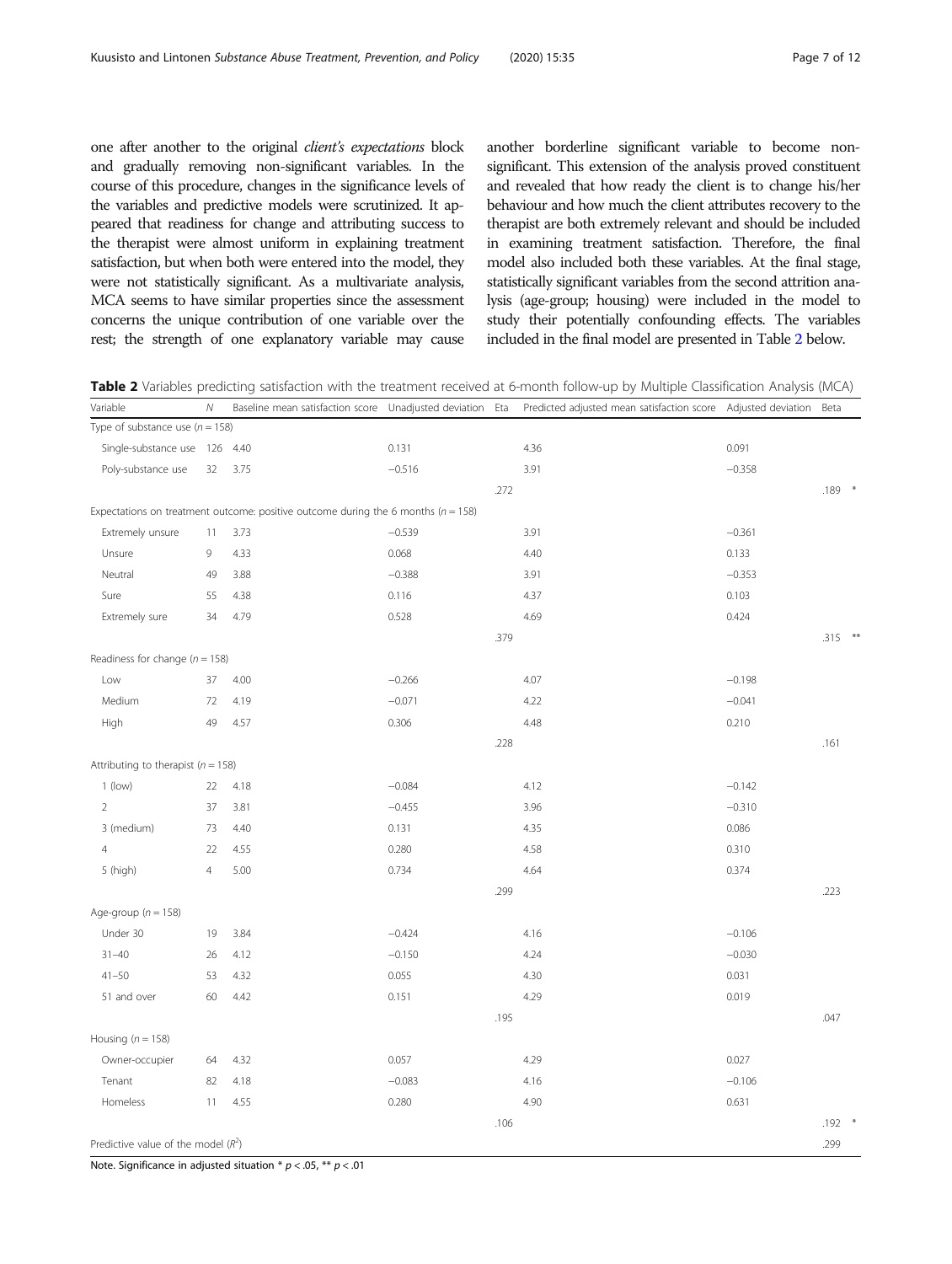one after another to the original *client's expectations* block and gradually removing non-significant variables. In the course of this procedure, changes in the significance levels of the variables and predictive models were scrutinized. It appeared that readiness for change and attributing success to the therapist were almost uniform in explaining treatment satisfaction, but when both were entered into the model, they were not statistically significant. As a multivariate analysis, MCA seems to have similar properties since the assessment concerns the unique contribution of one variable over the rest; the strength of one explanatory variable may cause another borderline significant variable to become non-significant. This extension of the analysis proved constituent and revealed that how ready the client is to change his/her behaviour and how much the client attributes recovery to the therapist are both extremely relevant and should be included in examining treatment satisfaction. Therefore, the final model also included both these variables. At the final stage, statistically significant variables from the second attrition analysis (age-group; housing) were included in the model to study their potentially confounding effects. The variables included in the final model are presented in Table 2 below.

**Table 2** Variables predicting satisfaction with the treatment received at 6-month follow-up by Multiple Classification Analysis (MCA)

| Variable | N | Baseline mean satisfaction score | Unadjusted deviation | Eta | Predicted adjusted mean satisfaction score | Adjusted deviation | Beta |
|---|---|---|---|---|---|---|---|
| Type of substance use ($n = 158$) | | | | | | | |
| Single-substance use | 126 | 4.40 | 0.131 | | 4.36 | 0.091 | |
| Poly-substance use | 32 | 3.75 | −0.516 | | 3.91 | −0.358 | |
| | | | | .272 | | | .189 * |
| Expectations on treatment outcome: positive outcome during the 6 months ($n = 158$) | | | | | | | |
| Extremely unsure | 11 | 3.73 | −0.539 | | 3.91 | −0.361 | |
| Unsure | 9 | 4.33 | 0.068 | | 4.40 | 0.133 | |
| Neutral | 49 | 3.88 | −0.388 | | 3.91 | −0.353 | |
| Sure | 55 | 4.38 | 0.116 | | 4.37 | 0.103 | |
| Extremely sure | 34 | 4.79 | 0.528 | | 4.69 | 0.424 | |
| | | | | .379 | | | .315 ** |
| Readiness for change ($n = 158$) | | | | | | | |
| Low | 37 | 4.00 | −0.266 | | 4.07 | −0.198 | |
| Medium | 72 | 4.19 | −0.071 | | 4.22 | −0.041 | |
| High | 49 | 4.57 | 0.306 | | 4.48 | 0.210 | |
| | | | | .228 | | | .161 |
| Attributing to therapist ($n = 158$) | | | | | | | |
| 1 (low) | 22 | 4.18 | −0.084 | | 4.12 | −0.142 | |
| 2 | 37 | 3.81 | −0.455 | | 3.96 | −0.310 | |
| 3 (medium) | 73 | 4.40 | 0.131 | | 4.35 | 0.086 | |
| 4 | 22 | 4.55 | 0.280 | | 4.58 | 0.310 | |
| 5 (high) | 4 | 5.00 | 0.734 | | 4.64 | 0.374 | |
| | | | | .299 | | | .223 |
| Age-group ($n = 158$) | | | | | | | |
| Under 30 | 19 | 3.84 | −0.424 | | 4.16 | −0.106 | |
| 31–40 | 26 | 4.12 | −0.150 | | 4.24 | −0.030 | |
| 41–50 | 53 | 4.32 | 0.055 | | 4.30 | 0.031 | |
| 51 and over | 60 | 4.42 | 0.151 | | 4.29 | 0.019 | |
| | | | | .195 | | | .047 |
| Housing ($n = 158$) | | | | | | | |
| Owner-occupier | 64 | 4.32 | 0.057 | | 4.29 | 0.027 | |
| Tenant | 82 | 4.18 | −0.083 | | 4.16 | −0.106 | |
| Homeless | 11 | 4.55 | 0.280 | | 4.90 | 0.631 | |
| | | | | .106 | | | .192 * |
| Predictive value of the model ($R^2$) | | | | | | | .299 |

Note. Significance in adjusted situation * $p < .05$, ** $p < .01$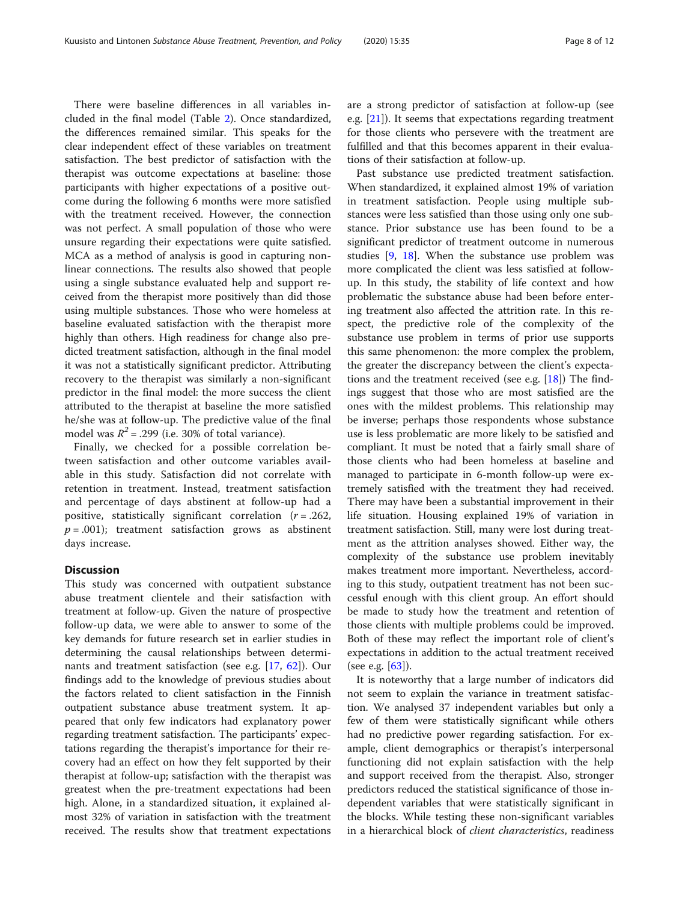There were baseline differences in all variables included in the final model (Table 2). Once standardized, the differences remained similar. This speaks for the clear independent effect of these variables on treatment satisfaction. The best predictor of satisfaction with the therapist was outcome expectations at baseline: those participants with higher expectations of a positive outcome during the following 6 months were more satisfied with the treatment received. However, the connection was not perfect. A small population of those who were unsure regarding their expectations were quite satisfied. MCA as a method of analysis is good in capturing non-linear connections. The results also showed that people using a single substance evaluated help and support received from the therapist more positively than did those using multiple substances. Those who were homeless at baseline evaluated satisfaction with the therapist more highly than others. High readiness for change also predicted treatment satisfaction, although in the final model it was not a statistically significant predictor. Attributing recovery to the therapist was similarly a non-significant predictor in the final model: the more success the client attributed to the therapist at baseline the more satisfied he/she was at follow-up. The predictive value of the final model was $R^2 = .299$ (i.e. 30% of total variance).

Finally, we checked for a possible correlation between satisfaction and other outcome variables available in this study. Satisfaction did not correlate with retention in treatment. Instead, treatment satisfaction and percentage of days abstinent at follow-up had a positive, statistically significant correlation ($r = .262$, $p = .001$); treatment satisfaction grows as abstinent days increase.

## Discussion

This study was concerned with outpatient substance abuse treatment clientele and their satisfaction with treatment at follow-up. Given the nature of prospective follow-up data, we were able to answer to some of the key demands for future research set in earlier studies in determining the causal relationships between determinants and treatment satisfaction (see e.g. [17, 62]). Our findings add to the knowledge of previous studies about the factors related to client satisfaction in the Finnish outpatient substance abuse treatment system. It appeared that only few indicators had explanatory power regarding treatment satisfaction. The participants' expectations regarding the therapist's importance for their recovery had an effect on how they felt supported by their therapist at follow-up; satisfaction with the therapist was greatest when the pre-treatment expectations had been high. Alone, in a standardized situation, it explained almost 32% of variation in satisfaction with the treatment received. The results show that treatment expectations are a strong predictor of satisfaction at follow-up (see e.g. [21]). It seems that expectations regarding treatment for those clients who persevere with the treatment are fulfilled and that this becomes apparent in their evaluations of their satisfaction at follow-up.

Past substance use predicted treatment satisfaction. When standardized, it explained almost 19% of variation in treatment satisfaction. People using multiple substances were less satisfied than those using only one substance. Prior substance use has been found to be a significant predictor of treatment outcome in numerous studies [9, 18]. When the substance use problem was more complicated the client was less satisfied at follow-up. In this study, the stability of life context and how problematic the substance abuse had been before entering treatment also affected the attrition rate. In this respect, the predictive role of the complexity of the substance use problem in terms of prior use supports this same phenomenon: the more complex the problem, the greater the discrepancy between the client's expectations and the treatment received (see e.g. [18]) The findings suggest that those who are most satisfied are the ones with the mildest problems. This relationship may be inverse; perhaps those respondents whose substance use is less problematic are more likely to be satisfied and compliant. It must be noted that a fairly small share of those clients who had been homeless at baseline and managed to participate in 6-month follow-up were extremely satisfied with the treatment they had received. There may have been a substantial improvement in their life situation. Housing explained 19% of variation in treatment satisfaction. Still, many were lost during treatment as the attrition analyses showed. Either way, the complexity of the substance use problem inevitably makes treatment more important. Nevertheless, according to this study, outpatient treatment has not been successful enough with this client group. An effort should be made to study how the treatment and retention of those clients with multiple problems could be improved. Both of these may reflect the important role of client's expectations in addition to the actual treatment received (see e.g. [63]).

It is noteworthy that a large number of indicators did not seem to explain the variance in treatment satisfaction. We analysed 37 independent variables but only a few of them were statistically significant while others had no predictive power regarding satisfaction. For example, client demographics or therapist's interpersonal functioning did not explain satisfaction with the help and support received from the therapist. Also, stronger predictors reduced the statistical significance of those independent variables that were statistically significant in the blocks. While testing these non-significant variables in a hierarchical block of *client characteristics*, readiness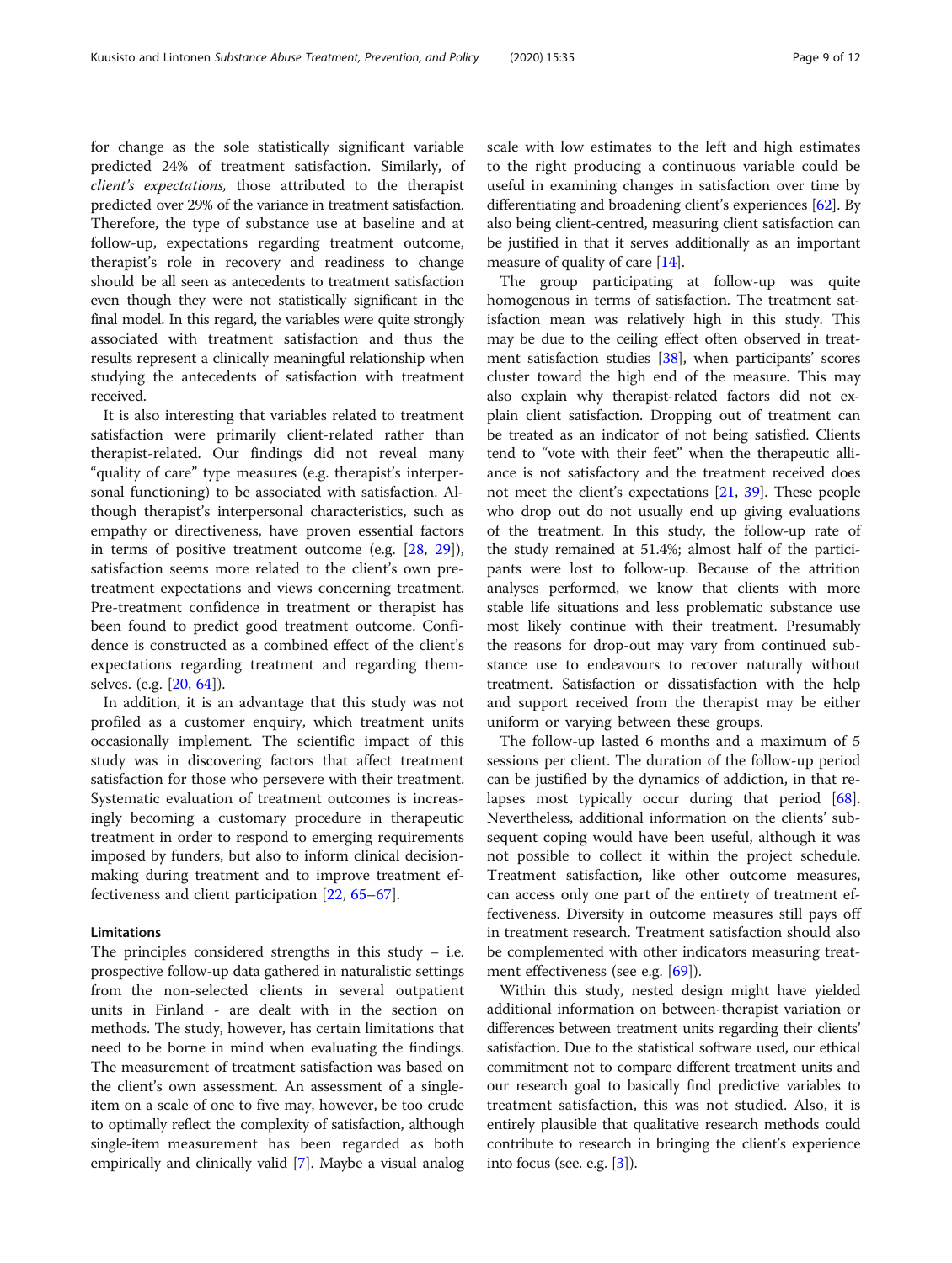for change as the sole statistically significant variable predicted 24% of treatment satisfaction. Similarly, of *client's expectations,* those attributed to the therapist predicted over 29% of the variance in treatment satisfaction. Therefore, the type of substance use at baseline and at follow-up, expectations regarding treatment outcome, therapist's role in recovery and readiness to change should be all seen as antecedents to treatment satisfaction even though they were not statistically significant in the final model. In this regard, the variables were quite strongly associated with treatment satisfaction and thus the results represent a clinically meaningful relationship when studying the antecedents of satisfaction with treatment received.

It is also interesting that variables related to treatment satisfaction were primarily client-related rather than therapist-related. Our findings did not reveal many "quality of care" type measures (e.g. therapist's interpersonal functioning) to be associated with satisfaction. Although therapist's interpersonal characteristics, such as empathy or directiveness, have proven essential factors in terms of positive treatment outcome (e.g. [28, 29]), satisfaction seems more related to the client's own pre-treatment expectations and views concerning treatment. Pre-treatment confidence in treatment or therapist has been found to predict good treatment outcome. Confidence is constructed as a combined effect of the client's expectations regarding treatment and regarding themselves. (e.g. [20, 64]).

In addition, it is an advantage that this study was not profiled as a customer enquiry, which treatment units occasionally implement. The scientific impact of this study was in discovering factors that affect treatment satisfaction for those who persevere with their treatment. Systematic evaluation of treatment outcomes is increasingly becoming a customary procedure in therapeutic treatment in order to respond to emerging requirements imposed by funders, but also to inform clinical decision-making during treatment and to improve treatment effectiveness and client participation [22, 65–67].

## Limitations

The principles considered strengths in this study – i.e. prospective follow-up data gathered in naturalistic settings from the non-selected clients in several outpatient units in Finland - are dealt with in the section on methods. The study, however, has certain limitations that need to be borne in mind when evaluating the findings. The measurement of treatment satisfaction was based on the client's own assessment. An assessment of a single-item on a scale of one to five may, however, be too crude to optimally reflect the complexity of satisfaction, although single-item measurement has been regarded as both empirically and clinically valid [7]. Maybe a visual analog scale with low estimates to the left and high estimates to the right producing a continuous variable could be useful in examining changes in satisfaction over time by differentiating and broadening client's experiences [62]. By also being client-centred, measuring client satisfaction can be justified in that it serves additionally as an important measure of quality of care [14].

The group participating at follow-up was quite homogenous in terms of satisfaction. The treatment satisfaction mean was relatively high in this study. This may be due to the ceiling effect often observed in treatment satisfaction studies [38], when participants' scores cluster toward the high end of the measure. This may also explain why therapist-related factors did not explain client satisfaction. Dropping out of treatment can be treated as an indicator of not being satisfied. Clients tend to "vote with their feet" when the therapeutic alliance is not satisfactory and the treatment received does not meet the client's expectations [21, 39]. These people who drop out do not usually end up giving evaluations of the treatment. In this study, the follow-up rate of the study remained at 51.4%; almost half of the participants were lost to follow-up. Because of the attrition analyses performed, we know that clients with more stable life situations and less problematic substance use most likely continue with their treatment. Presumably the reasons for drop-out may vary from continued substance use to endeavours to recover naturally without treatment. Satisfaction or dissatisfaction with the help and support received from the therapist may be either uniform or varying between these groups.

The follow-up lasted 6 months and a maximum of 5 sessions per client. The duration of the follow-up period can be justified by the dynamics of addiction, in that relapses most typically occur during that period [68]. Nevertheless, additional information on the clients' subsequent coping would have been useful, although it was not possible to collect it within the project schedule. Treatment satisfaction, like other outcome measures, can access only one part of the entirety of treatment effectiveness. Diversity in outcome measures still pays off in treatment research. Treatment satisfaction should also be complemented with other indicators measuring treatment effectiveness (see e.g. [69]).

Within this study, nested design might have yielded additional information on between-therapist variation or differences between treatment units regarding their clients' satisfaction. Due to the statistical software used, our ethical commitment not to compare different treatment units and our research goal to basically find predictive variables to treatment satisfaction, this was not studied. Also, it is entirely plausible that qualitative research methods could contribute to research in bringing the client's experience into focus (see. e.g. [3]).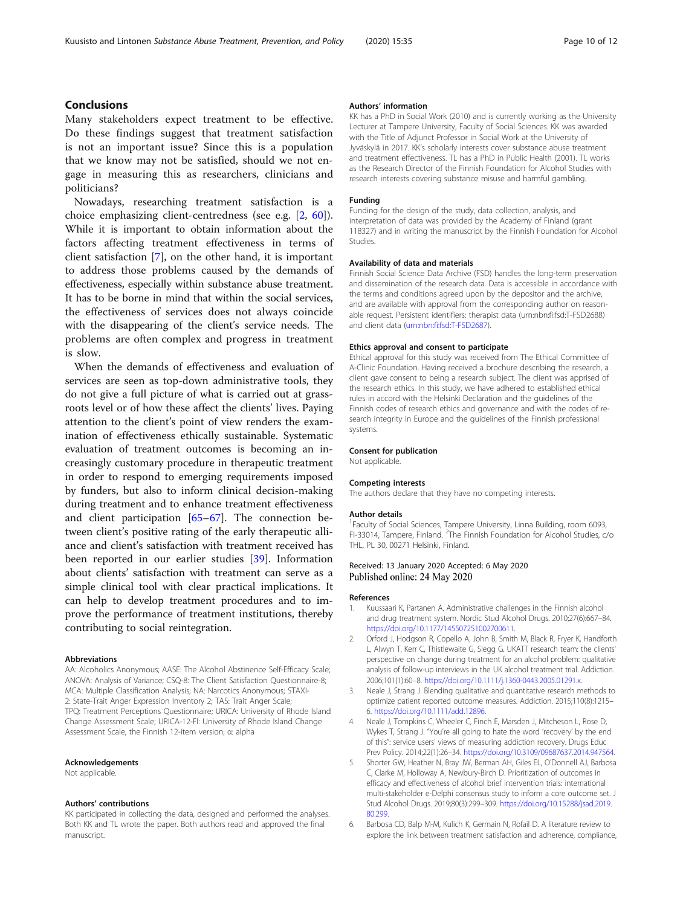## Conclusions

Many stakeholders expect treatment to be effective. Do these findings suggest that treatment satisfaction is not an important issue? Since this is a population that we know may not be satisfied, should we not engage in measuring this as researchers, clinicians and politicians?

Nowadays, researching treatment satisfaction is a choice emphasizing client-centredness (see e.g. [2, 60]). While it is important to obtain information about the factors affecting treatment effectiveness in terms of client satisfaction [7], on the other hand, it is important to address those problems caused by the demands of effectiveness, especially within substance abuse treatment. It has to be borne in mind that within the social services, the effectiveness of services does not always coincide with the disappearing of the client's service needs. The problems are often complex and progress in treatment is slow.

When the demands of effectiveness and evaluation of services are seen as top-down administrative tools, they do not give a full picture of what is carried out at grassroots level or of how these affect the clients' lives. Paying attention to the client's point of view renders the examination of effectiveness ethically sustainable. Systematic evaluation of treatment outcomes is becoming an increasingly customary procedure in therapeutic treatment in order to respond to emerging requirements imposed by funders, but also to inform clinical decision-making during treatment and to enhance treatment effectiveness and client participation [65–67]. The connection between client's positive rating of the early therapeutic alliance and client's satisfaction with treatment received has been reported in our earlier studies [39]. Information about clients' satisfaction with treatment can serve as a simple clinical tool with clear practical implications. It can help to develop treatment procedures and to improve the performance of treatment institutions, thereby contributing to social reintegration.

#### Abbreviations

AA: Alcoholics Anonymous; AASE: The Alcohol Abstinence Self-Efficacy Scale; ANOVA: Analysis of Variance; CSQ-8: The Client Satisfaction Questionnaire-8; MCA: Multiple Classification Analysis; NA: Narcotics Anonymous; STAXI-2: State-Trait Anger Expression Inventory 2; TAS: Trait Anger Scale; TPQ: Treatment Perceptions Questionnaire; URICA: University of Rhode Island Change Assessment Scale; URICA-12-FI: University of Rhode Island Change Assessment Scale, the Finnish 12-item version; α: alpha

#### Acknowledgements

Not applicable.

#### Authors' contributions

KK participated in collecting the data, designed and performed the analyses. Both KK and TL wrote the paper. Both authors read and approved the final manuscript.

#### Authors' information

KK has a PhD in Social Work (2010) and is currently working as the University Lecturer at Tampere University, Faculty of Social Sciences. KK was awarded with the Title of Adjunct Professor in Social Work at the University of Jyväskylä in 2017. KK's scholarly interests cover substance abuse treatment and treatment effectiveness. TL has a PhD in Public Health (2001). TL works as the Research Director of the Finnish Foundation for Alcohol Studies with research interests covering substance misuse and harmful gambling.

#### Funding

Funding for the design of the study, data collection, analysis, and interpretation of data was provided by the Academy of Finland (grant 118327) and in writing the manuscript by the Finnish Foundation for Alcohol Studies.

#### Availability of data and materials

Finnish Social Science Data Archive (FSD) handles the long-term preservation and dissemination of the research data. Data is accessible in accordance with the terms and conditions agreed upon by the depositor and the archive, and are available with approval from the corresponding author on reasonable request. Persistent identifiers: therapist data (urn:nbn:fi:fsd:T-FSD2688) and client data (urn:nbn:fi:fsd:T-FSD2687).

#### Ethics approval and consent to participate

Ethical approval for this study was received from The Ethical Committee of A-Clinic Foundation. Having received a brochure describing the research, a client gave consent to being a research subject. The client was apprised of the research ethics. In this study, we have adhered to established ethical rules in accord with the Helsinki Declaration and the guidelines of the Finnish codes of research ethics and governance and with the codes of research integrity in Europe and the guidelines of the Finnish professional systems.

#### Consent for publication

Not applicable.

#### Competing interests

The authors declare that they have no competing interests.

#### Author details

[1]Faculty of Social Sciences, Tampere University, Linna Building, room 6093, FI-33014, Tampere, Finland. [2]The Finnish Foundation for Alcohol Studies, c/o THL, PL 30, 00271 Helsinki, Finland.

Received: 13 January 2020 Accepted: 6 May 2020
Published online: 24 May 2020

#### References

1. Kuussaari K, Partanen A. Administrative challenges in the Finnish alcohol and drug treatment system. Nordic Stud Alcohol Drugs. 2010;27(6):667–84. https://doi.org/10.1177/145507251002700611.
2. Orford J, Hodgson R, Copello A, John B, Smith M, Black R, Fryer K, Handforth L, Alwyn T, Kerr C, Thistlewaite G, Slegg G. UKATT research team: the clients' perspective on change during treatment for an alcohol problem: qualitative analysis of follow-up interviews in the UK alcohol treatment trial. Addiction. 2006;101(1):60–8. https://doi.org/10.1111/j.1360-0443.2005.01291.x.
3. Neale J, Strang J. Blending qualitative and quantitative research methods to optimize patient reported outcome measures. Addiction. 2015;110(8):1215–6. https://doi.org/10.1111/add.12896.
4. Neale J, Tompkins C, Wheeler C, Finch E, Marsden J, Mitcheson L, Rose D, Wykes T, Strang J. "You're all going to hate the word 'recovery' by the end of this": service users' views of measuring addiction recovery. Drugs Educ Prev Policy. 2014;22(1):26–34. https://doi.org/10.3109/09687637.2014.947564.
5. Shorter GW, Heather N, Bray JW, Berman AH, Giles EL, O'Donnell AJ, Barbosa C, Clarke M, Holloway A, Newbury-Birch D. Prioritization of outcomes in efficacy and effectiveness of alcohol brief intervention trials: international multi-stakeholder e-Delphi consensus study to inform a core outcome set. J Stud Alcohol Drugs. 2019;80(3):299–309. https://doi.org/10.15288/jsad.2019.80.299.
6. Barbosa CD, Balp M-M, Kulich K, Germain N, Rofail D. A literature review to explore the link between treatment satisfaction and adherence, compliance,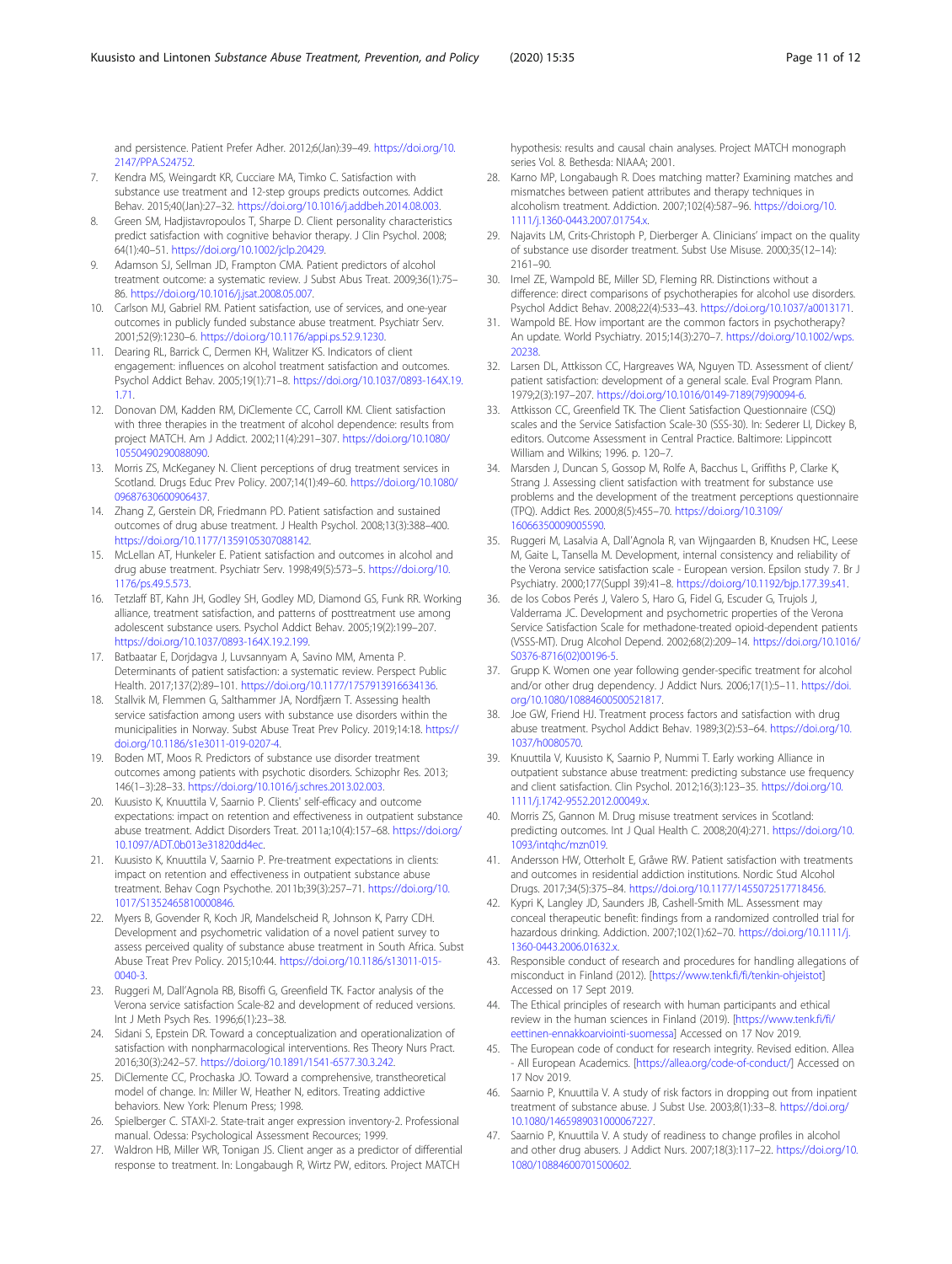and persistence. Patient Prefer Adher. 2012;6(Jan):39–49. https://doi.org/10.2147/PPA.S24752.

7. Kendra MS, Weingardt KR, Cucciare MA, Timko C. Satisfaction with substance use treatment and 12-step groups predicts outcomes. Addict Behav. 2015;40(Jan):27–32. https://doi.org/10.1016/j.addbeh.2014.08.003.
8. Green SM, Hadjistavropoulos T, Sharpe D. Client personality characteristics predict satisfaction with cognitive behavior therapy. J Clin Psychol. 2008; 64(1):40–51. https://doi.org/10.1002/jclp.20429.
9. Adamson SJ, Sellman JD, Frampton CMA. Patient predictors of alcohol treatment outcome: a systematic review. J Subst Abus Treat. 2009;36(1):75–86. https://doi.org/10.1016/j.jsat.2008.05.007.
10. Carlson MJ, Gabriel RM. Patient satisfaction, use of services, and one-year outcomes in publicly funded substance abuse treatment. Psychiatr Serv. 2001;52(9):1230–6. https://doi.org/10.1176/appi.ps.52.9.1230.
11. Dearing RL, Barrick C, Dermen KH, Walitzer KS. Indicators of client engagement: influences on alcohol treatment satisfaction and outcomes. Psychol Addict Behav. 2005;19(1):71–8. https://doi.org/10.1037/0893-164X.19.1.71.
12. Donovan DM, Kadden RM, DiClemente CC, Carroll KM. Client satisfaction with three therapies in the treatment of alcohol dependence: results from project MATCH. Am J Addict. 2002;11(4):291–307. https://doi.org/10.1080/10550490290088090.
13. Morris ZS, McKeganey N. Client perceptions of drug treatment services in Scotland. Drugs Educ Prev Policy. 2007;14(1):49–60. https://doi.org/10.1080/09687630600906437.
14. Zhang Z, Gerstein DR, Friedmann PD. Patient satisfaction and sustained outcomes of drug abuse treatment. J Health Psychol. 2008;13(3):388–400. https://doi.org/10.1177/1359105307088142.
15. McLellan AT, Hunkeler E. Patient satisfaction and outcomes in alcohol and drug abuse treatment. Psychiatr Serv. 1998;49(5):573–5. https://doi.org/10.1176/ps.49.5.573.
16. Tetzlaff BT, Kahn JH, Godley SH, Godley MD, Diamond GS, Funk RR. Working alliance, treatment satisfaction, and patterns of posttreatment use among adolescent substance users. Psychol Addict Behav. 2005;19(2):199–207. https://doi.org/10.1037/0893-164X.19.2.199.
17. Batbaatar E, Dorjdagva J, Luvsannyam A, Savino MM, Amenta P. Determinants of patient satisfaction: a systematic review. Perspect Public Health. 2017;137(2):89–101. https://doi.org/10.1177/1757913916634136.
18. Stallvik M, Flemmen G, Salthammer JA, Nordfjærn T. Assessing health service satisfaction among users with substance use disorders within the municipalities in Norway. Subst Abuse Treat Prev Policy. 2019;14:18. https://doi.org/10.1186/s1e3011-019-0207-4.
19. Boden MT, Moos R. Predictors of substance use disorder treatment outcomes among patients with psychotic disorders. Schizophr Res. 2013; 146(1–3):28–33. https://doi.org/10.1016/j.schres.2013.02.003.
20. Kuusisto K, Knuuttila V, Saarnio P. Clients' self-efficacy and outcome expectations: impact on retention and effectiveness in outpatient substance abuse treatment. Addict Disorders Treat. 2011a;10(4):157–68. https://doi.org/10.1097/ADT.0b013e31820dd4ec.
21. Kuusisto K, Knuuttila V, Saarnio P. Pre-treatment expectations in clients: impact on retention and effectiveness in outpatient substance abuse treatment. Behav Cogn Psychothe. 2011b;39(3):257–71. https://doi.org/10.1017/S1352465810000846.
22. Myers B, Govender R, Koch JR, Mandelscheid R, Johnson K, Parry CDH. Development and psychometric validation of a novel patient survey to assess perceived quality of substance abuse treatment in South Africa. Subst Abuse Treat Prev Policy. 2015;10:44. https://doi.org/10.1186/s13011-015-0040-3.
23. Ruggeri M, Dall'Agnola RB, Bisoffi G, Greenfield TK. Factor analysis of the Verona service satisfaction Scale-82 and development of reduced versions. Int J Meth Psych Res. 1996;6(1):23–38.
24. Sidani S, Epstein DR. Toward a conceptualization and operationalization of satisfaction with nonpharmacological interventions. Res Theory Nurs Pract. 2016;30(3):242–57. https://doi.org/10.1891/1541-6577.30.3.242.
25. DiClemente CC, Prochaska JO. Toward a comprehensive, transtheoretical model of change. In: Miller W, Heather N, editors. Treating addictive behaviors. New York: Plenum Press; 1998.
26. Spielberger C. STAXI-2. State-trait anger expression inventory-2. Professional manual. Odessa: Psychological Assessment Recources; 1999.
27. Waldron HB, Miller WR, Tonigan JS. Client anger as a predictor of differential response to treatment. In: Longabaugh R, Wirtz PW, editors. Project MATCH hypothesis: results and causal chain analyses. Project MATCH monograph series Vol. 8. Bethesda: NIAAA; 2001.
28. Karno MP, Longabaugh R. Does matching matter? Examining matches and mismatches between patient attributes and therapy techniques in alcoholism treatment. Addiction. 2007;102(4):587–96. https://doi.org/10.1111/j.1360-0443.2007.01754.x.
29. Najavits LM, Crits-Christoph P, Dierberger A. Clinicians' impact on the quality of substance use disorder treatment. Subst Use Misuse. 2000;35(12–14): 2161–90.
30. Imel ZE, Wampold BE, Miller SD, Fleming RR. Distinctions without a difference: direct comparisons of psychotherapies for alcohol use disorders. Psychol Addict Behav. 2008;22(4):533–43. https://doi.org/10.1037/a0013171.
31. Wampold BE. How important are the common factors in psychotherapy? An update. World Psychiatry. 2015;14(3):270–7. https://doi.org/10.1002/wps.20238.
32. Larsen DL, Attkisson CC, Hargreaves WA, Nguyen TD. Assessment of client/patient satisfaction: development of a general scale. Eval Program Plann. 1979;2(3):197–207. https://doi.org/10.1016/0149-7189(79)90094-6.
33. Attkisson CC, Greenfield TK. The Client Satisfaction Questionnaire (CSQ) scales and the Service Satisfaction Scale-30 (SSS-30). In: Sederer LI, Dickey B, editors. Outcome Assessment in Central Practice. Baltimore: Lippincott William and Wilkins; 1996. p. 120–7.
34. Marsden J, Duncan S, Gossop M, Rolfe A, Bacchus L, Griffiths P, Clarke K, Strang J. Assessing client satisfaction with treatment for substance use problems and the development of the treatment perceptions questionnaire (TPQ). Addict Res. 2000;8(5):455–70. https://doi.org/10.3109/16066350009005590.
35. Ruggeri M, Lasalvia A, Dall'Agnola R, van Wijngaarden B, Knudsen HC, Leese M, Gaite L, Tansella M. Development, internal consistency and reliability of the Verona service satisfaction scale - European version. Epsilon study 7. Br J Psychiatry. 2000;177(Suppl 39):41–8. https://doi.org/10.1192/bjp.177.39.s41.
36. de los Cobos Perés J, Valero S, Haro G, Fidel G, Escuder G, Trujols J, Valderrama JC. Development and psychometric properties of the Verona Service Satisfaction Scale for methadone-treated opioid-dependent patients (VSSS-MT). Drug Alcohol Depend. 2002;68(2):209–14. https://doi.org/10.1016/S0376-8716(02)00196-5.
37. Grupp K. Women one year following gender-specific treatment for alcohol and/or other drug dependency. J Addict Nurs. 2006;17(1):5–11. https://doi.org/10.1080/10884600500521817.
38. Joe GW, Friend HJ. Treatment process factors and satisfaction with drug abuse treatment. Psychol Addict Behav. 1989;3(2):53–64. https://doi.org/10.1037/h0080570.
39. Knuuttila V, Kuusisto K, Saarnio P, Nummi T. Early working Alliance in outpatient substance abuse treatment: predicting substance use frequency and client satisfaction. Clin Psychol. 2012;16(3):123–35. https://doi.org/10.1111/j.1742-9552.2012.00049.x.
40. Morris ZS, Gannon M. Drug misuse treatment services in Scotland: predicting outcomes. Int J Qual Health C. 2008;20(4):271. https://doi.org/10.1093/intqhc/mzn019.
41. Andersson HW, Otterholt E, Gråwe RW. Patient satisfaction with treatments and outcomes in residential addiction institutions. Nordic Stud Alcohol Drugs. 2017;34(5):375–84. https://doi.org/10.1177/1455072517718456.
42. Kypri K, Langley JD, Saunders JB, Cashell-Smith ML. Assessment may conceal therapeutic benefit: findings from a randomized controlled trial for hazardous drinking. Addiction. 2007;102(1):62–70. https://doi.org/10.1111/j.1360-0443.2006.01632.x.
43. Responsible conduct of research and procedures for handling allegations of misconduct in Finland (2012). [https://www.tenk.fi/fi/tenkin-ohjeistot] Accessed on 17 Sept 2019.
44. The Ethical principles of research with human participants and ethical review in the human sciences in Finland (2019). [https://www.tenk.fi/fi/eettinen-ennakkoarviointi-suomessa] Accessed on 17 Nov 2019.
45. The European code of conduct for research integrity. Revised edition. Allea - All European Academics. [https://allea.org/code-of-conduct/] Accessed on 17 Nov 2019.
46. Saarnio P, Knuuttila V. A study of risk factors in dropping out from inpatient treatment of substance abuse. J Subst Use. 2003;8(1):33–8. https://doi.org/10.1080/1465989031000067227.
47. Saarnio P, Knuuttila V. A study of readiness to change profiles in alcohol and other drug abusers. J Addict Nurs. 2007;18(3):117–22. https://doi.org/10.1080/10884600701500602.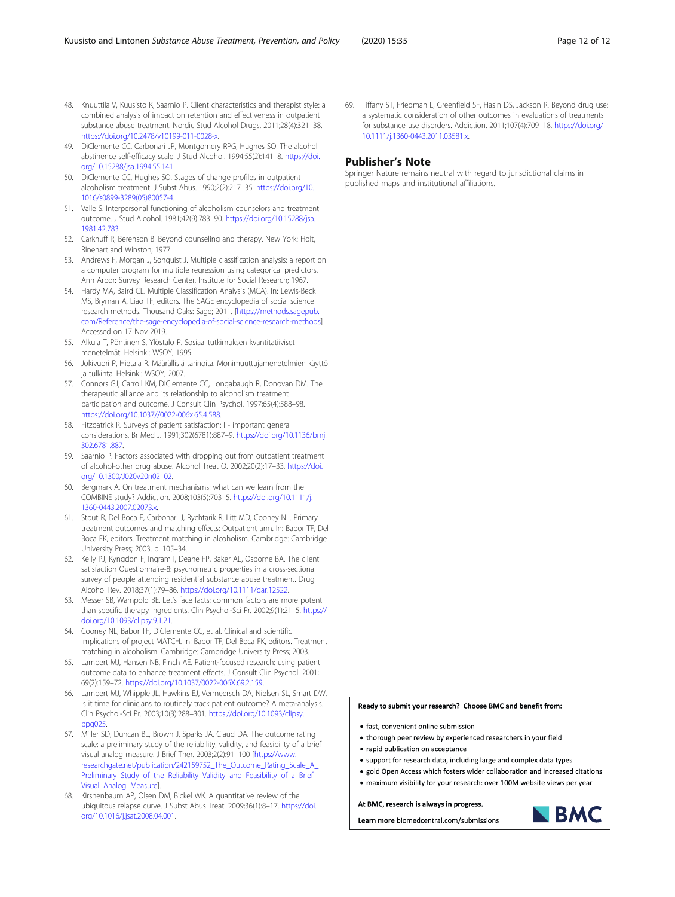48. Knuuttila V, Kuusisto K, Saarnio P. Client characteristics and therapist style: a combined analysis of impact on retention and effectiveness in outpatient substance abuse treatment. Nordic Stud Alcohol Drugs. 2011;28(4):321–38. https://doi.org/10.2478/v10199-011-0028-x.
49. DiClemente CC, Carbonari JP, Montgomery RPG, Hughes SO. The alcohol abstinence self-efficacy scale. J Stud Alcohol. 1994;55(2):141–8. https://doi.org/10.15288/jsa.1994.55.141.
50. DiClemente CC, Hughes SO. Stages of change profiles in outpatient alcoholism treatment. J Subst Abus. 1990;2(2):217–35. https://doi.org/10.1016/s0899-3289(05)80057-4.
51. Valle S. Interpersonal functioning of alcoholism counselors and treatment outcome. J Stud Alcohol. 1981;42(9):783–90. https://doi.org/10.15288/jsa.1981.42.783.
52. Carkhuff R, Berenson B. Beyond counseling and therapy. New York: Holt, Rinehart and Winston; 1977.
53. Andrews F, Morgan J, Sonquist J. Multiple classification analysis: a report on a computer program for multiple regression using categorical predictors. Ann Arbor: Survey Research Center, Institute for Social Research; 1967.
54. Hardy MA, Baird CL. Multiple Classification Analysis (MCA). In: Lewis-Beck MS, Bryman A, Liao TF, editors. The SAGE encyclopedia of social science research methods. Thousand Oaks: Sage; 2011. [https://methods.sagepub.com/Reference/the-sage-encyclopedia-of-social-science-research-methods] Accessed on 17 Nov 2019.
55. Alkula T, Pöntinen S, Ylöstalo P. Sosiaalitutkimuksen kvantitatiiviset menetelmät. Helsinki: WSOY; 1995.
56. Jokivuori P, Hietala R. Määrällisiä tarinoita. Monimuuttujamenetelmien käyttö ja tulkinta. Helsinki: WSOY; 2007.
57. Connors GJ, Carroll KM, DiClemente CC, Longabaugh R, Donovan DM. The therapeutic alliance and its relationship to alcoholism treatment participation and outcome. J Consult Clin Psychol. 1997;65(4):588–98. https://doi.org/10.1037//0022-006x.65.4.588.
58. Fitzpatrick R. Surveys of patient satisfaction: I - important general considerations. Br Med J. 1991;302(6781):887–9. https://doi.org/10.1136/bmj.302.6781.887.
59. Saarnio P. Factors associated with dropping out from outpatient treatment of alcohol-other drug abuse. Alcohol Treat Q. 2002;20(2):17–33. https://doi.org/10.1300/J020v20n02_02.
60. Bergmark A. On treatment mechanisms: what can we learn from the COMBINE study? Addiction. 2008;103(5):703–5. https://doi.org/10.1111/j.1360-0443.2007.02073.x.
61. Stout R, Del Boca F, Carbonari J, Rychtarik R, Litt MD, Cooney NL. Primary treatment outcomes and matching effects: Outpatient arm. In: Babor TF, Del Boca FK, editors. Treatment matching in alcoholism. Cambridge: Cambridge University Press; 2003. p. 105–34.
62. Kelly PJ, Kyngdon F, Ingram I, Deane FP, Baker AL, Osborne BA. The client satisfaction Questionnaire-8: psychometric properties in a cross-sectional survey of people attending residential substance abuse treatment. Drug Alcohol Rev. 2018;37(1):79–86. https://doi.org/10.1111/dar.12522.
63. Messer SB, Wampold BE. Let's face facts: common factors are more potent than specific therapy ingredients. Clin Psychol-Sci Pr. 2002;9(1):21–5. https://doi.org/10.1093/clipsy.9.1.21.
64. Cooney NL, Babor TF, DiClemente CC, et al. Clinical and scientific implications of project MATCH. In: Babor TF, Del Boca FK, editors. Treatment matching in alcoholism. Cambridge: Cambridge University Press; 2003.
65. Lambert MJ, Hansen NB, Finch AE. Patient-focused research: using patient outcome data to enhance treatment effects. J Consult Clin Psychol. 2001;69(2):159–72. https://doi.org/10.1037/0022-006X.69.2.159.
66. Lambert MJ, Whipple JL, Hawkins EJ, Vermeersch DA, Nielsen SL, Smart DW. Is it time for clinicians to routinely track patient outcome? A meta-analysis. Clin Psychol-Sci Pr. 2003;10(3):288–301. https://doi.org/10.1093/clipsy.bpg025.
67. Miller SD, Duncan BL, Brown J, Sparks JA, Claud DA. The outcome rating scale: a preliminary study of the reliability, validity, and feasibility of a brief visual analog measure. J Brief Ther. 2003;2(2):91–100 [https://www.researchgate.net/publication/242159752_The_Outcome_Rating_Scale_A_Preliminary_Study_of_the_Reliability_Validity_and_Feasibility_of_a_Brief_Visual_Analog_Measure].
68. Kirshenbaum AP, Olsen DM, Bickel WK. A quantitative review of the ubiquitous relapse curve. J Subst Abus Treat. 2009;36(1):8–17. https://doi.org/10.1016/j.jsat.2008.04.001.
69. Tiffany ST, Friedman L, Greenfield SF, Hasin DS, Jackson R. Beyond drug use: a systematic consideration of other outcomes in evaluations of treatments for substance use disorders. Addiction. 2011;107(4):709–18. https://doi.org/10.1111/j.1360-0443.2011.03581.x.

## Publisher's Note

Springer Nature remains neutral with regard to jurisdictional claims in published maps and institutional affiliations.

**Ready to submit your research? Choose BMC and benefit from:**

- fast, convenient online submission
- thorough peer review by experienced researchers in your field
- rapid publication on acceptance
- support for research data, including large and complex data types
- gold Open Access which fosters wider collaboration and increased citations
- maximum visibility for your research: over 100M website views per year

**At BMC, research is always in progress.**

**Learn more** biomedcentral.com/submissions